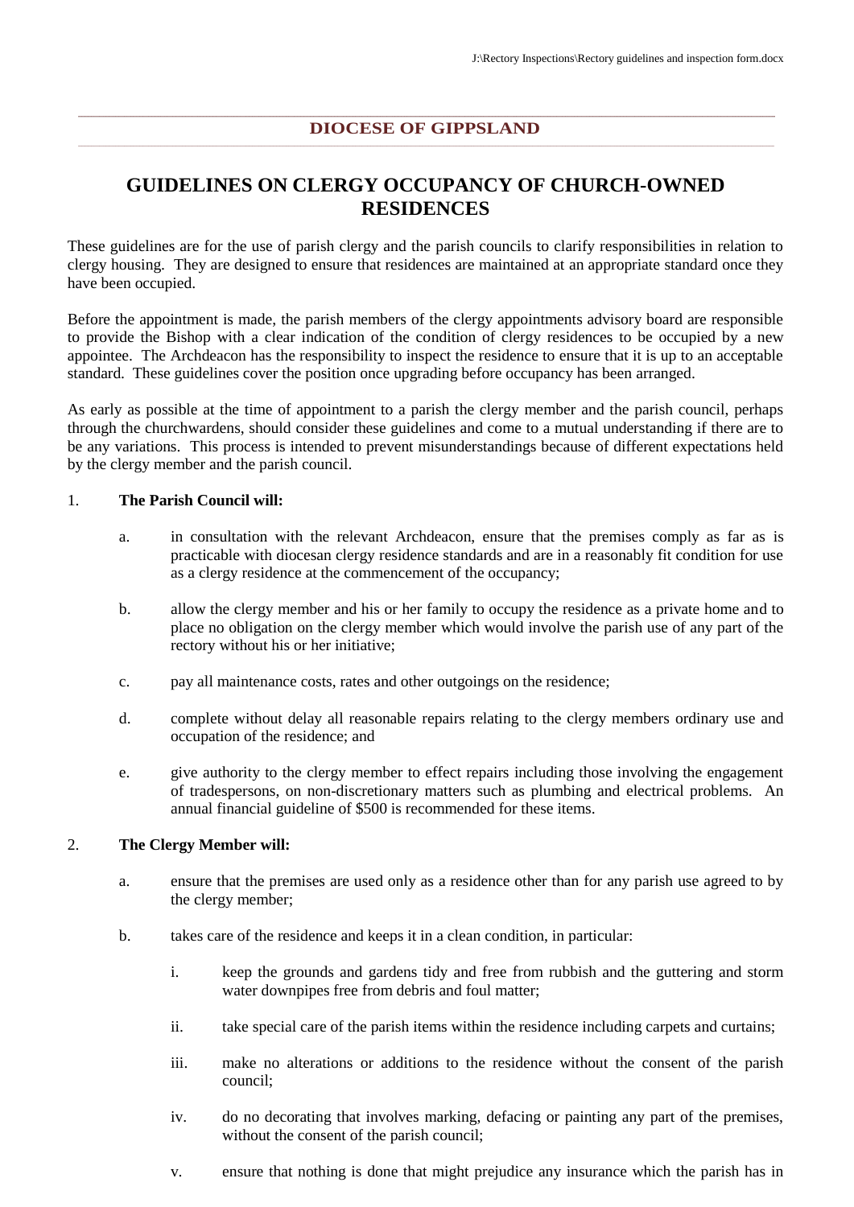DIOCESE OF GIPPSLAND

# GUIDELINES ON CLERGY OCCUPANCY OF CHURCH-OWNED RESIDENCES

These guidelines are for the use of parish clergy and the parish councils to clarify responsibilities in relation to clergy housing. They are designed to ensure that residences are maintained at an appropriate standard once they have been occupied.

Before the appointment is made, the parish members of the clergy appointments advisory board are responsible to provide the Bishop with a clear indication of the condition of clergy residences to be occupied by a new appointee. The Archdeacon has the responsibility to inspect the residence to ensure that it is up to an acceptable standard. These guidelines cover the position once upgrading before occupancy has been arranged.

As early as possible at the time of appointment to a parish the clergy member and the parish council, perhaps through the churchwardens, should consider these guidelines and come to a mutual understanding if there are to be any variations. This process is intended to prevent misunderstandings because of different expectations held by the clergy member and the parish council.

1. **The Parish Council will:**

    a. in consultation with the relevant Archdeacon, ensure that the premises comply as far as is practicable with diocesan clergy residence standards and are in a reasonably fit condition for use as a clergy residence at the commencement of the occupancy;

    b. allow the clergy member and his or her family to occupy the residence as a private home and to place no obligation on the clergy member which would involve the parish use of any part of the rectory without his or her initiative;

    c. pay all maintenance costs, rates and other outgoings on the residence;

    d. complete without delay all reasonable repairs relating to the clergy members ordinary use and occupation of the residence; and

    e. give authority to the clergy member to effect repairs including those involving the engagement of tradespersons, on non-discretionary matters such as plumbing and electrical problems. An annual financial guideline of $500 is recommended for these items.

2. **The Clergy Member will:**

    a. ensure that the premises are used only as a residence other than for any parish use agreed to by the clergy member;

    b. takes care of the residence and keeps it in a clean condition, in particular:

        i. keep the grounds and gardens tidy and free from rubbish and the guttering and storm water downpipes free from debris and foul matter;

        ii. take special care of the parish items within the residence including carpets and curtains;

        iii. make no alterations or additions to the residence without the consent of the parish council;

        iv. do no decorating that involves marking, defacing or painting any part of the premises, without the consent of the parish council;

        v. ensure that nothing is done that might prejudice any insurance which the parish has in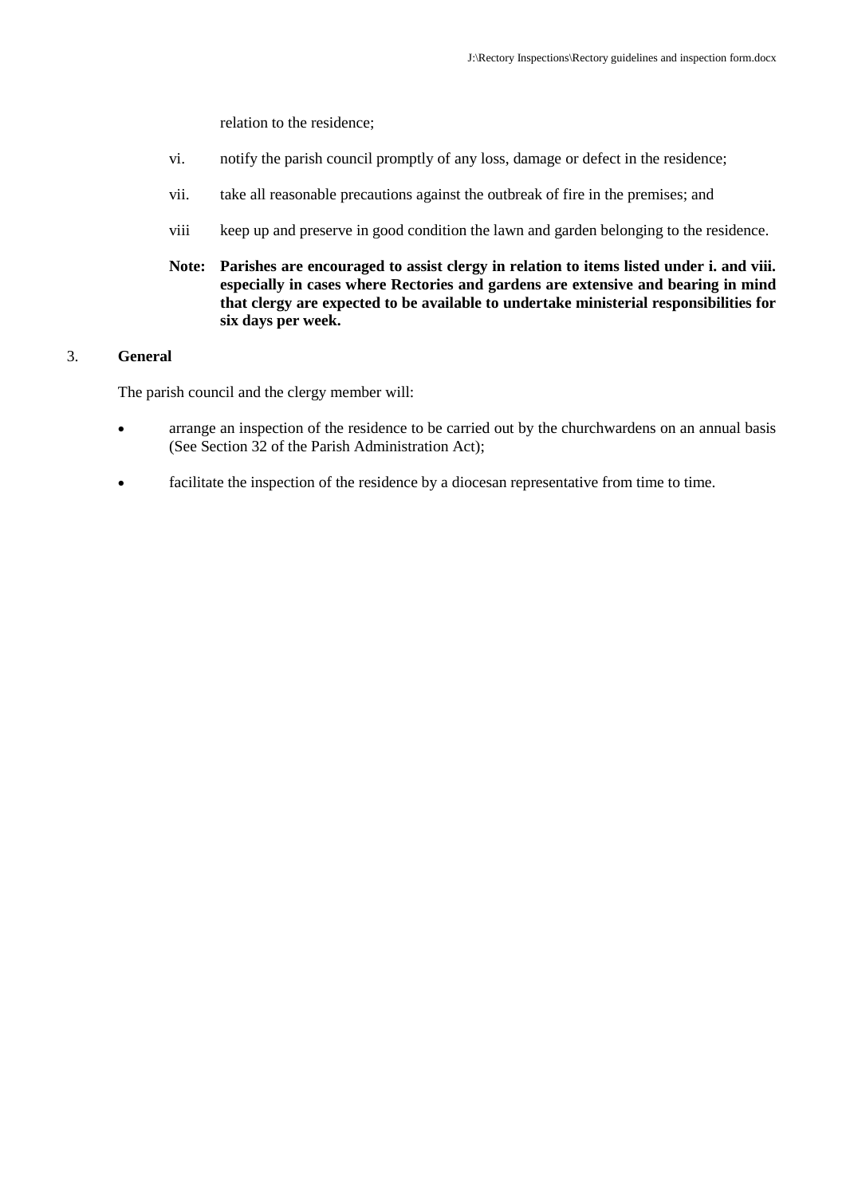relation to the residence;

vi. notify the parish council promptly of any loss, damage or defect in the residence;

vii. take all reasonable precautions against the outbreak of fire in the premises; and

viii keep up and preserve in good condition the lawn and garden belonging to the residence.

**Note: Parishes are encouraged to assist clergy in relation to items listed under i. and viii. especially in cases where Rectories and gardens are extensive and bearing in mind that clergy are expected to be available to undertake ministerial responsibilities for six days per week.**

3. **General**

The parish council and the clergy member will:

- arrange an inspection of the residence to be carried out by the churchwardens on an annual basis (See Section 32 of the Parish Administration Act);
- facilitate the inspection of the residence by a diocesan representative from time to time.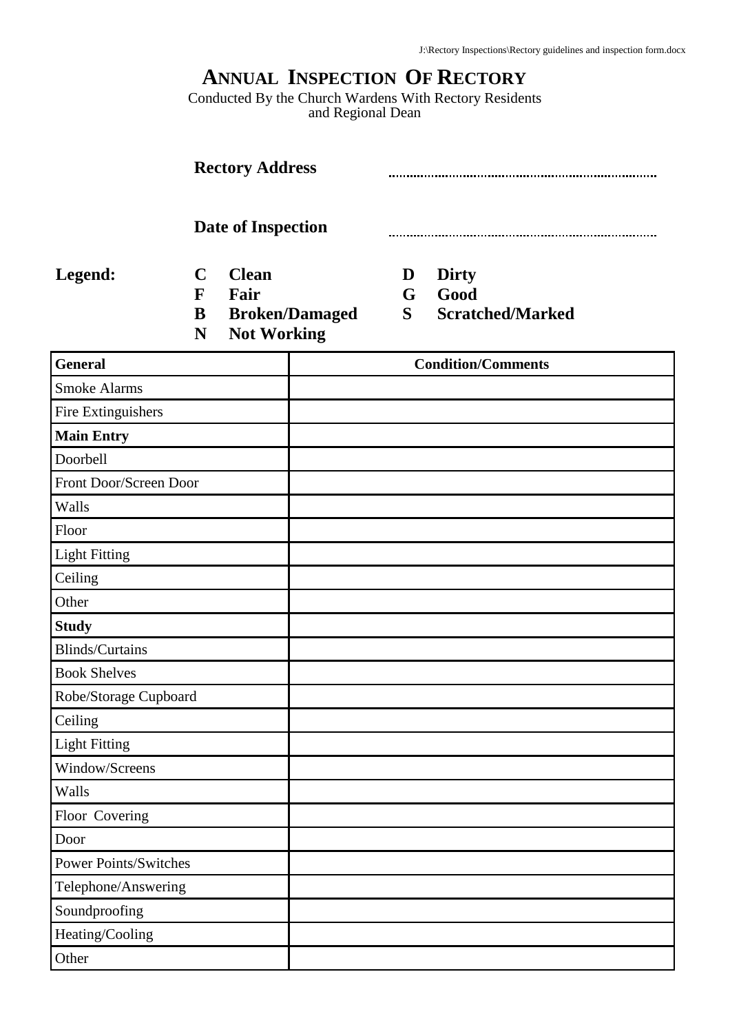# ANNUAL INSPECTION OF RECTORY

Conducted By the Church Wardens With Rectory Residents and Regional Dean

**Rectory Address** ..............................................................................

**Date of Inspection** ..............................................................................

**Legend:**

| | | | |
|---|---|---|---|
| **C** | **Clean** | **D** | **Dirty** |
| **F** | **Fair** | **G** | **Good** |
| **B** | **Broken/Damaged** | **S** | **Scratched/Marked** |
| **N** | **Not Working** | | |

| **General** | **Condition/Comments** |
|---|---|
| Smoke Alarms | |
| Fire Extinguishers | |
| **Main Entry** | |
| Doorbell | |
| Front Door/Screen Door | |
| Walls | |
| Floor | |
| Light Fitting | |
| Ceiling | |
| Other | |
| **Study** | |
| Blinds/Curtains | |
| Book Shelves | |
| Robe/Storage Cupboard | |
| Ceiling | |
| Light Fitting | |
| Window/Screens | |
| Walls | |
| Floor Covering | |
| Door | |
| Power Points/Switches | |
| Telephone/Answering | |
| Soundproofing | |
| Heating/Cooling | |
| Other | |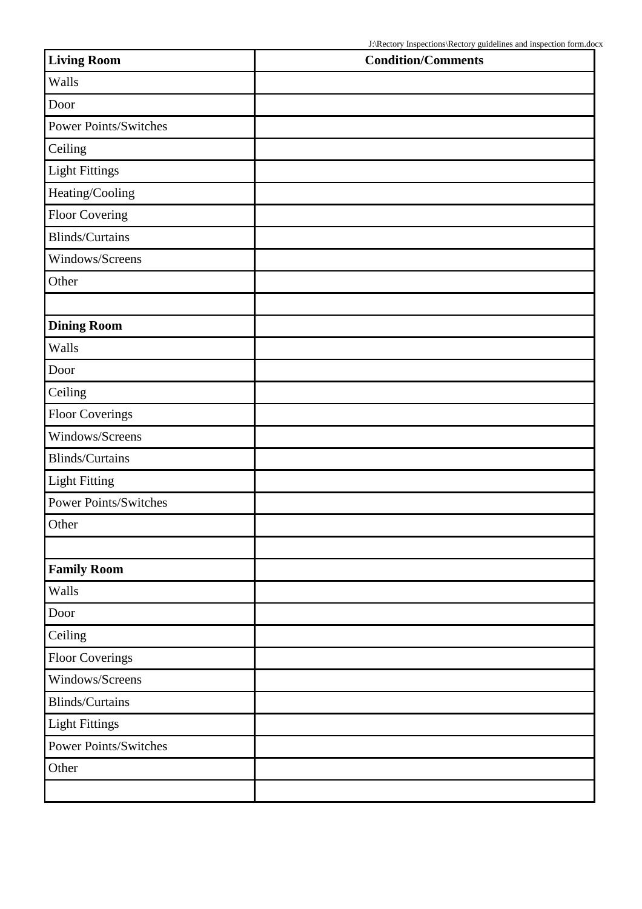| **Living Room** | **Condition/Comments** |
| --- | --- |
| Walls | |
| Door | |
| Power Points/Switches | |
| Ceiling | |
| Light Fittings | |
| Heating/Cooling | |
| Floor Covering | |
| Blinds/Curtains | |
| Windows/Screens | |
| Other | |
| | |
| **Dining Room** | |
| Walls | |
| Door | |
| Ceiling | |
| Floor Coverings | |
| Windows/Screens | |
| Blinds/Curtains | |
| Light Fitting | |
| Power Points/Switches | |
| Other | |
| | |
| **Family Room** | |
| Walls | |
| Door | |
| Ceiling | |
| Floor Coverings | |
| Windows/Screens | |
| Blinds/Curtains | |
| Light Fittings | |
| Power Points/Switches | |
| Other | |
| | |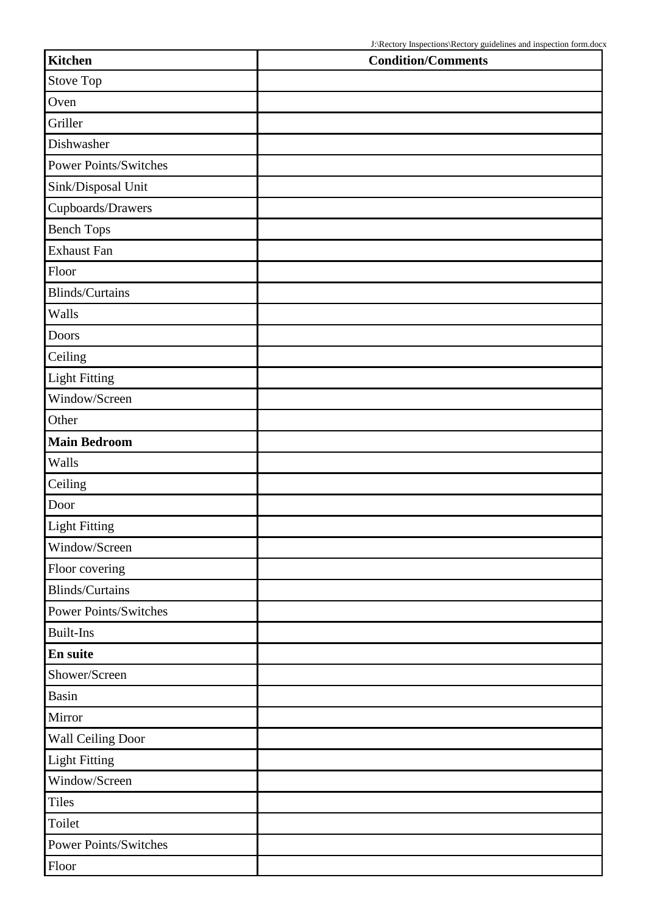| **Kitchen** | **Condition/Comments** |
| --- | --- |
| Stove Top | |
| Oven | |
| Griller | |
| Dishwasher | |
| Power Points/Switches | |
| Sink/Disposal Unit | |
| Cupboards/Drawers | |
| Bench Tops | |
| Exhaust Fan | |
| Floor | |
| Blinds/Curtains | |
| Walls | |
| Doors | |
| Ceiling | |
| Light Fitting | |
| Window/Screen | |
| Other | |
| **Main Bedroom** | |
| Walls | |
| Ceiling | |
| Door | |
| Light Fitting | |
| Window/Screen | |
| Floor covering | |
| Blinds/Curtains | |
| Power Points/Switches | |
| Built-Ins | |
| **En suite** | |
| Shower/Screen | |
| Basin | |
| Mirror | |
| Wall Ceiling Door | |
| Light Fitting | |
| Window/Screen | |
| Tiles | |
| Toilet | |
| Power Points/Switches | |
| Floor | |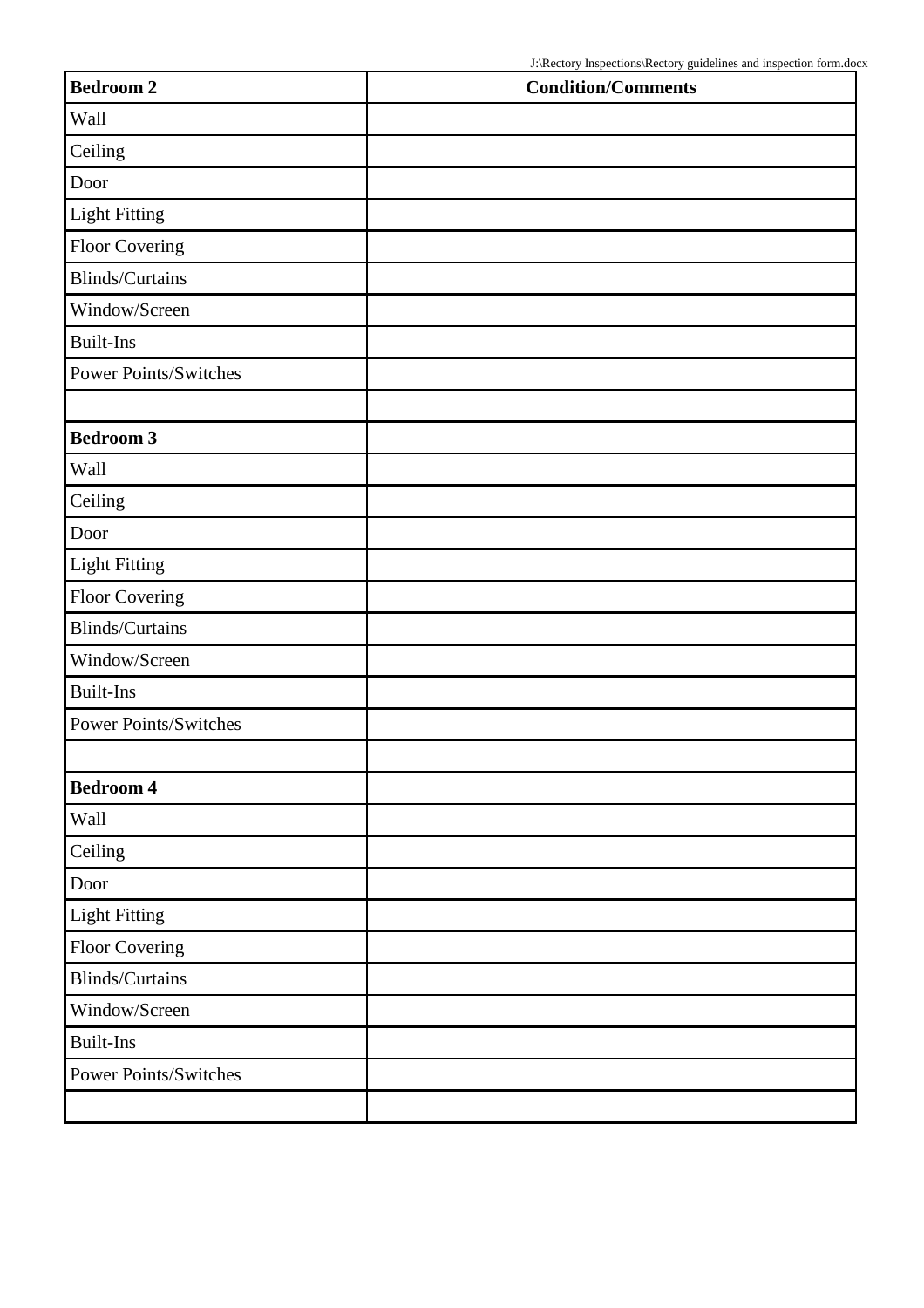| **Bedroom 2** | **Condition/Comments** |
| --- | --- |
| Wall | |
| Ceiling | |
| Door | |
| Light Fitting | |
| Floor Covering | |
| Blinds/Curtains | |
| Window/Screen | |
| Built-Ins | |
| Power Points/Switches | |
| | |
| **Bedroom 3** | |
| Wall | |
| Ceiling | |
| Door | |
| Light Fitting | |
| Floor Covering | |
| Blinds/Curtains | |
| Window/Screen | |
| Built-Ins | |
| Power Points/Switches | |
| | |
| **Bedroom 4** | |
| Wall | |
| Ceiling | |
| Door | |
| Light Fitting | |
| Floor Covering | |
| Blinds/Curtains | |
| Window/Screen | |
| Built-Ins | |
| Power Points/Switches | |
| | |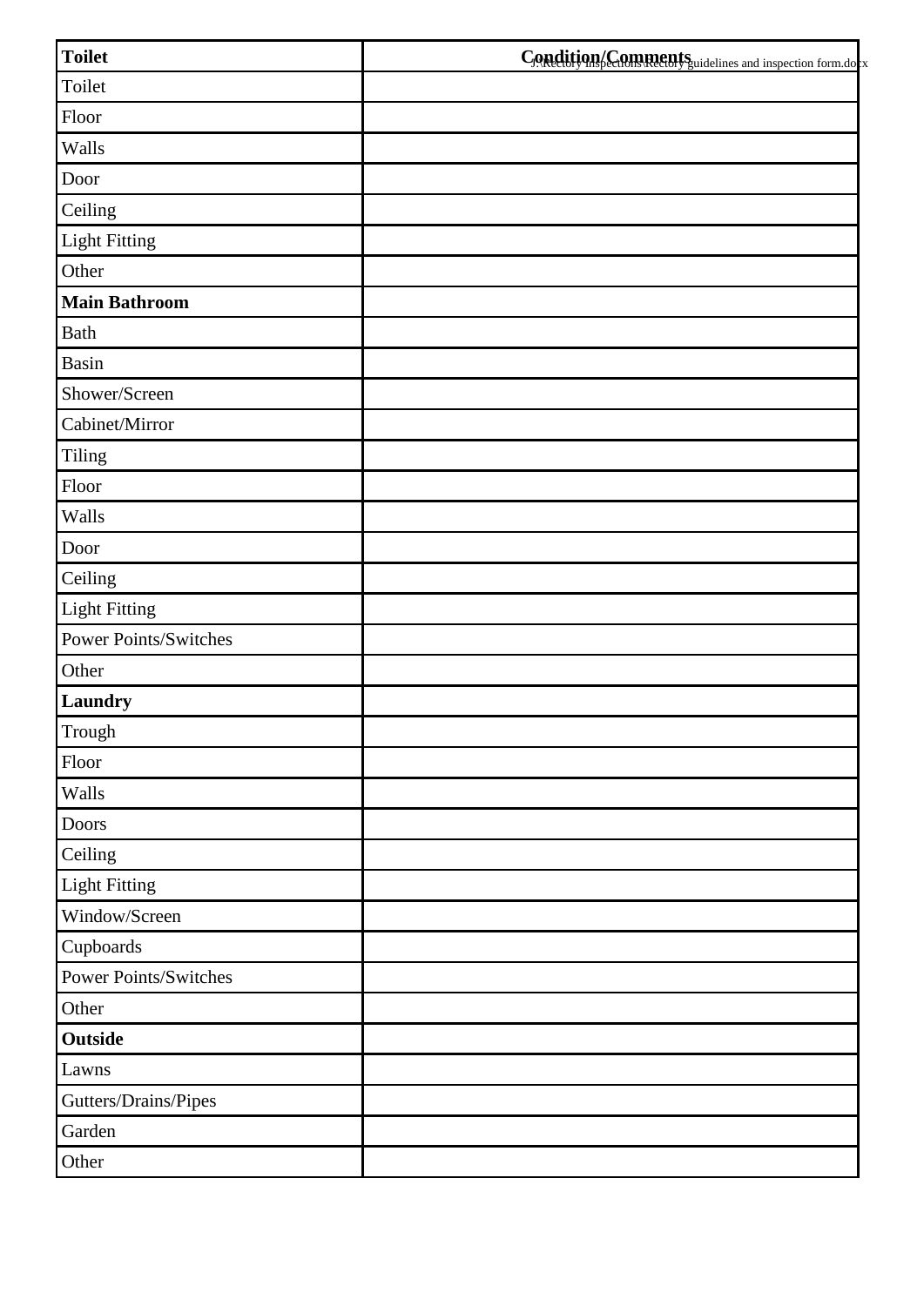| **Toilet** | **Condition/Comments** |
|---|---|
| Toilet | |
| Floor | |
| Walls | |
| Door | |
| Ceiling | |
| Light Fitting | |
| Other | |
| **Main Bathroom** | |
| Bath | |
| Basin | |
| Shower/Screen | |
| Cabinet/Mirror | |
| Tiling | |
| Floor | |
| Walls | |
| Door | |
| Ceiling | |
| Light Fitting | |
| Power Points/Switches | |
| Other | |
| **Laundry** | |
| Trough | |
| Floor | |
| Walls | |
| Doors | |
| Ceiling | |
| Light Fitting | |
| Window/Screen | |
| Cupboards | |
| Power Points/Switches | |
| Other | |
| **Outside** | |
| Lawns | |
| Gutters/Drains/Pipes | |
| Garden | |
| Other | |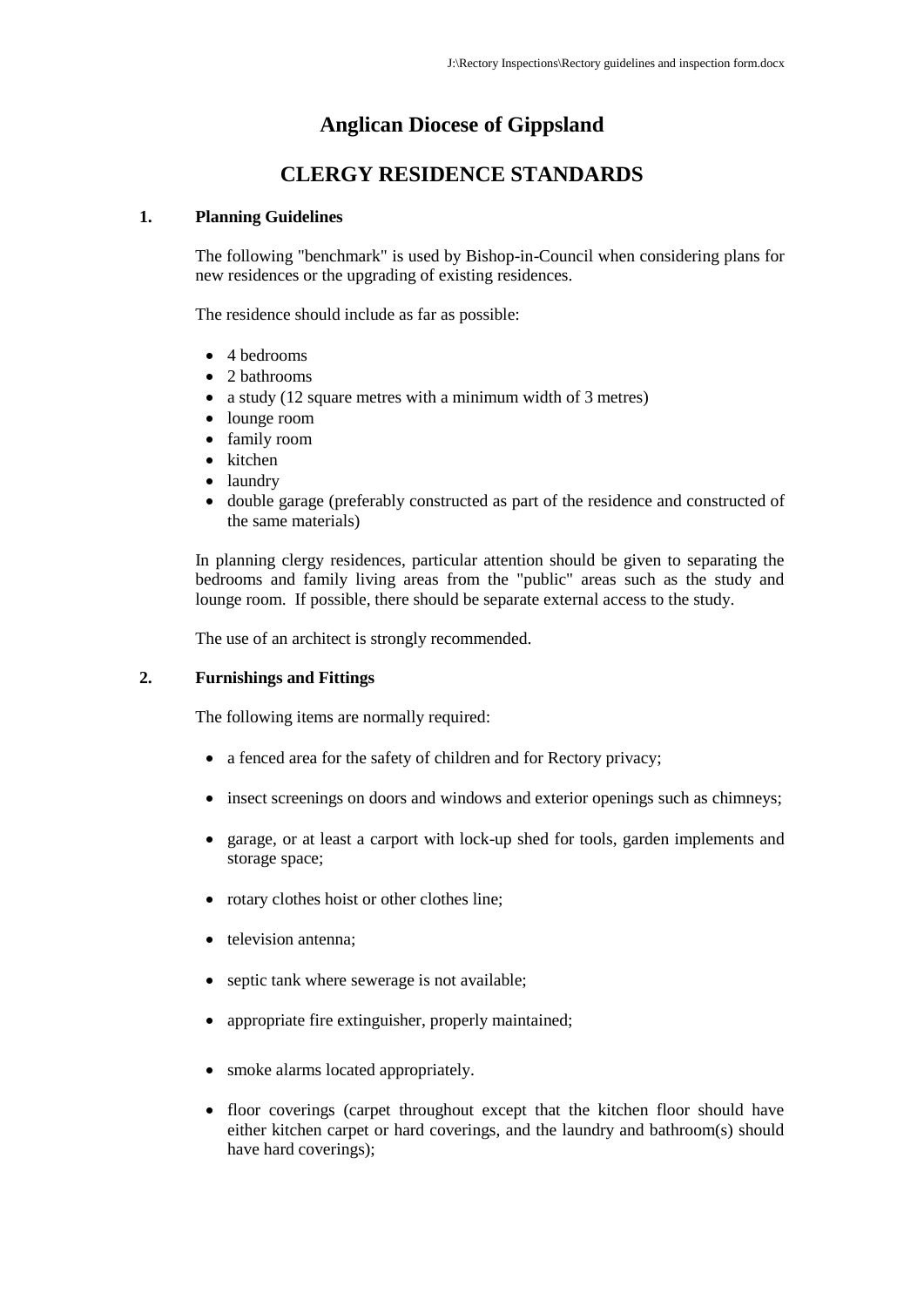# Anglican Diocese of Gippsland

# CLERGY RESIDENCE STANDARDS

## 1. Planning Guidelines

The following "benchmark" is used by Bishop-in-Council when considering plans for new residences or the upgrading of existing residences.

The residence should include as far as possible:

- 4 bedrooms
- 2 bathrooms
- a study (12 square metres with a minimum width of 3 metres)
- lounge room
- family room
- kitchen
- laundry
- double garage (preferably constructed as part of the residence and constructed of the same materials)

In planning clergy residences, particular attention should be given to separating the bedrooms and family living areas from the "public" areas such as the study and lounge room. If possible, there should be separate external access to the study.

The use of an architect is strongly recommended.

## 2. Furnishings and Fittings

The following items are normally required:

- a fenced area for the safety of children and for Rectory privacy;
- insect screenings on doors and windows and exterior openings such as chimneys;
- garage, or at least a carport with lock-up shed for tools, garden implements and storage space;
- rotary clothes hoist or other clothes line;
- television antenna;
- septic tank where sewerage is not available;
- appropriate fire extinguisher, properly maintained;
- smoke alarms located appropriately.
- floor coverings (carpet throughout except that the kitchen floor should have either kitchen carpet or hard coverings, and the laundry and bathroom(s) should have hard coverings);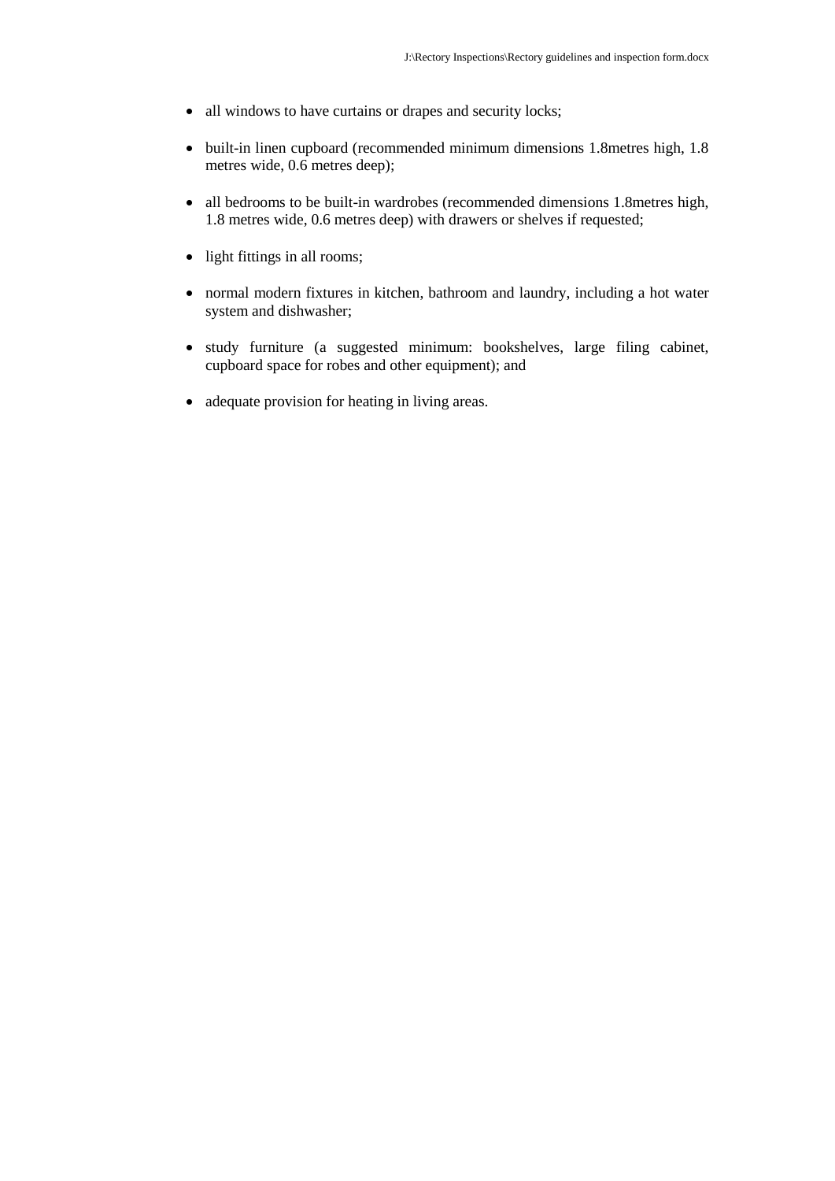- all windows to have curtains or drapes and security locks;

- built-in linen cupboard (recommended minimum dimensions 1.8metres high, 1.8 metres wide, 0.6 metres deep);

- all bedrooms to be built-in wardrobes (recommended dimensions 1.8metres high, 1.8 metres wide, 0.6 metres deep) with drawers or shelves if requested;

- light fittings in all rooms;

- normal modern fixtures in kitchen, bathroom and laundry, including a hot water system and dishwasher;

- study furniture (a suggested minimum: bookshelves, large filing cabinet, cupboard space for robes and other equipment); and

- adequate provision for heating in living areas.